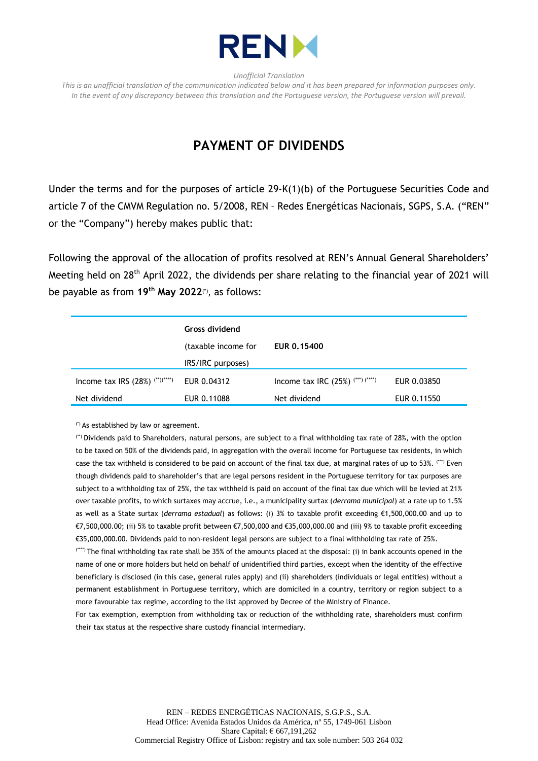*Unofficial Translation*

*This is an unofficial translation of the communication indicated below and it has been prepared for information purposes only. In the event of any discrepancy between this translation and the Portuguese version, the Portuguese version will prevail.*

# PAYMENT OF DIVIDENDS

Under the terms and for the purposes of article 29-K(1)(b) of the Portuguese Securities Code and article 7 of the CMVM Regulation no. 5/2008, REN – Redes Energéticas Nacionais, SGPS, S.A. ("REN" or the "Company") hereby makes public that:

Following the approval of the allocation of profits resolved at REN's Annual General Shareholders' Meeting held on 28th April 2022, the dividends per share relating to the financial year of 2021 will be payable as from **19th May 2022**(*), as follows:

| | **Gross dividend** (taxable income for IRS/IRC purposes) | **EUR 0.15400** | |
|---|---|---|---|
| Income tax IRS (28%) (**)(****) | EUR 0.04312 | Income tax IRC (25%) (***) (****) | EUR 0.03850 |
| Net dividend | EUR 0.11088 | Net dividend | EUR 0.11550 |

(*) As established by law or agreement.

(**) Dividends paid to Shareholders, natural persons, are subject to a final withholding tax rate of 28%, with the option to be taxed on 50% of the dividends paid, in aggregation with the overall income for Portuguese tax residents, in which case the tax withheld is considered to be paid on account of the final tax due, at marginal rates of up to 53%. (***) Even though dividends paid to shareholder's that are legal persons resident in the Portuguese territory for tax purposes are subject to a withholding tax of 25%, the tax withheld is paid on account of the final tax due which will be levied at 21% over taxable profits, to which surtaxes may accrue, i.e., a municipality surtax (*derrama municipal*) at a rate up to 1.5% as well as a State surtax (*derrama estadual*) as follows: (i) 3% to taxable profit exceeding €1,500,000.00 and up to €7,500,000.00; (ii) 5% to taxable profit between €7,500,000 and €35,000,000.00 and (iii) 9% to taxable profit exceeding €35,000,000.00. Dividends paid to non-resident legal persons are subject to a final withholding tax rate of 25%.

(****) The final withholding tax rate shall be 35% of the amounts placed at the disposal: (i) in bank accounts opened in the name of one or more holders but held on behalf of unidentified third parties, except when the identity of the effective beneficiary is disclosed (in this case, general rules apply) and (ii) shareholders (individuals or legal entities) without a permanent establishment in Portuguese territory, which are domiciled in a country, territory or region subject to a more favourable tax regime, according to the list approved by Decree of the Ministry of Finance.

For tax exemption, exemption from withholding tax or reduction of the withholding rate, shareholders must confirm their tax status at the respective share custody financial intermediary.

REN – REDES ENERGÉTICAS NACIONAIS, S.G.P.S., S.A.
Head Office: Avenida Estados Unidos da América, nº 55, 1749-061 Lisbon
Share Capital: € 667,191,262
Commercial Registry Office of Lisbon: registry and tax sole number: 503 264 032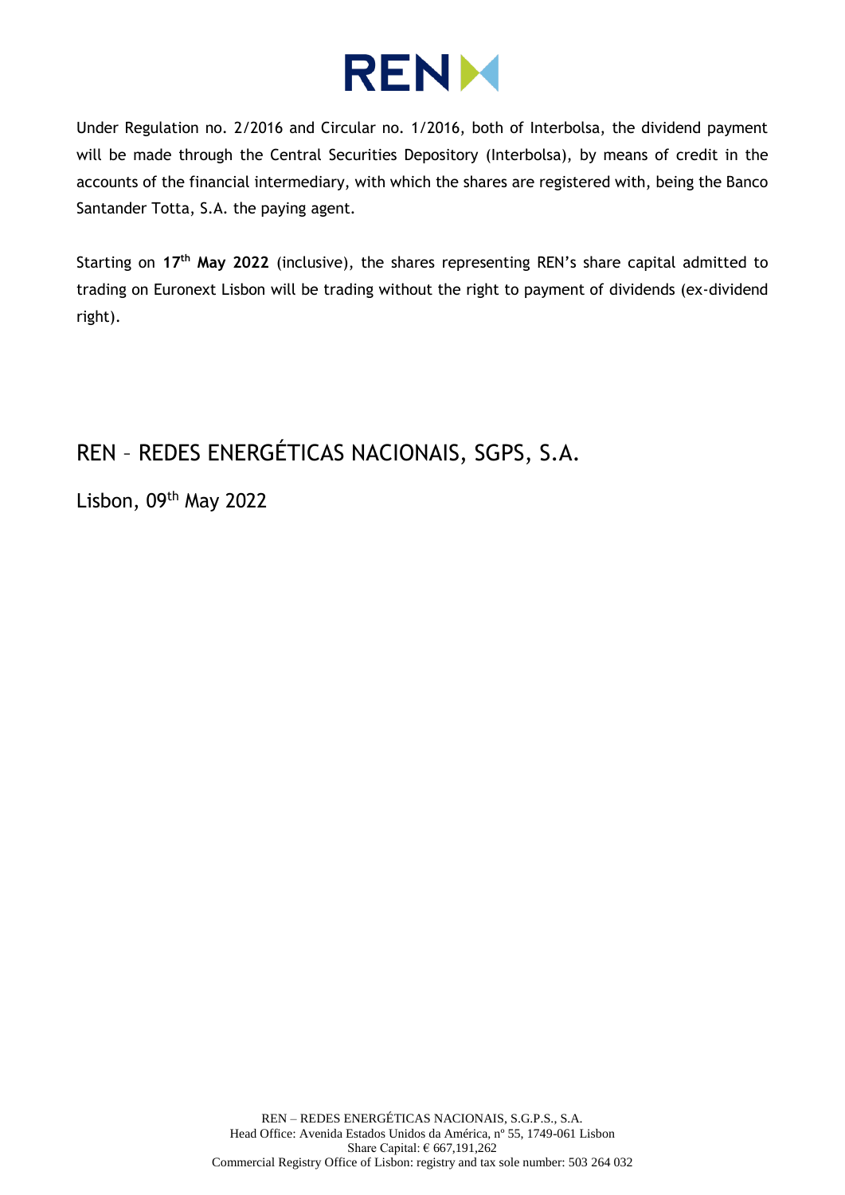Under Regulation no. 2/2016 and Circular no. 1/2016, both of Interbolsa, the dividend payment will be made through the Central Securities Depository (Interbolsa), by means of credit in the accounts of the financial intermediary, with which the shares are registered with, being the Banco Santander Totta, S.A. the paying agent.

Starting on **17th May 2022** (inclusive), the shares representing REN's share capital admitted to trading on Euronext Lisbon will be trading without the right to payment of dividends (ex-dividend right).

REN – REDES ENERGÉTICAS NACIONAIS, SGPS, S.A.

Lisbon, 09th May 2022

REN – REDES ENERGÉTICAS NACIONAIS, S.G.P.S., S.A.
Head Office: Avenida Estados Unidos da América, nº 55, 1749-061 Lisbon
Share Capital: € 667,191,262
Commercial Registry Office of Lisbon: registry and tax sole number: 503 264 032